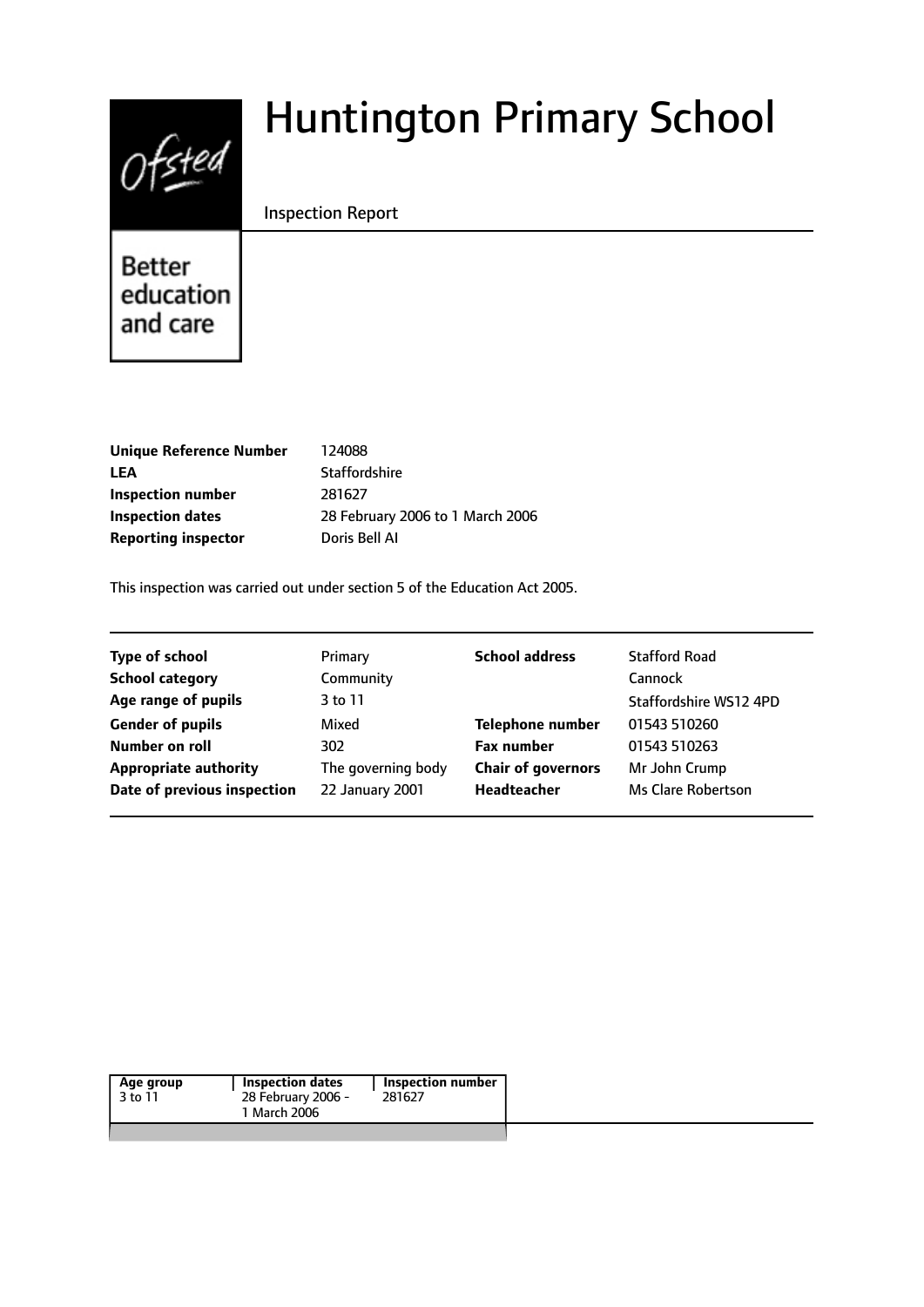Ofsted

Better education and care

# Huntington Primary School

Inspection Report

| | |
|---|---|
| **Unique Reference Number** | 124088 |
| **LEA** | Staffordshire |
| **Inspection number** | 281627 |
| **Inspection dates** | 28 February 2006 to 1 March 2006 |
| **Reporting inspector** | Doris Bell AI |

This inspection was carried out under section 5 of the Education Act 2005.

| | | | |
|---|---|---|---|
| **Type of school** | Primary | **School address** | Stafford Road |
| **School category** | Community | | Cannock |
| **Age range of pupils** | 3 to 11 | | Staffordshire WS12 4PD |
| **Gender of pupils** | Mixed | **Telephone number** | 01543 510260 |
| **Number on roll** | 302 | **Fax number** | 01543 510263 |
| **Appropriate authority** | The governing body | **Chair of governors** | Mr John Crump |
| **Date of previous inspection** | 22 January 2001 | **Headteacher** | Ms Clare Robertson |

| Age group | Inspection dates | Inspection number |
|---|---|---|
| 3 to 11 | 28 February 2006 - 1 March 2006 | 281627 |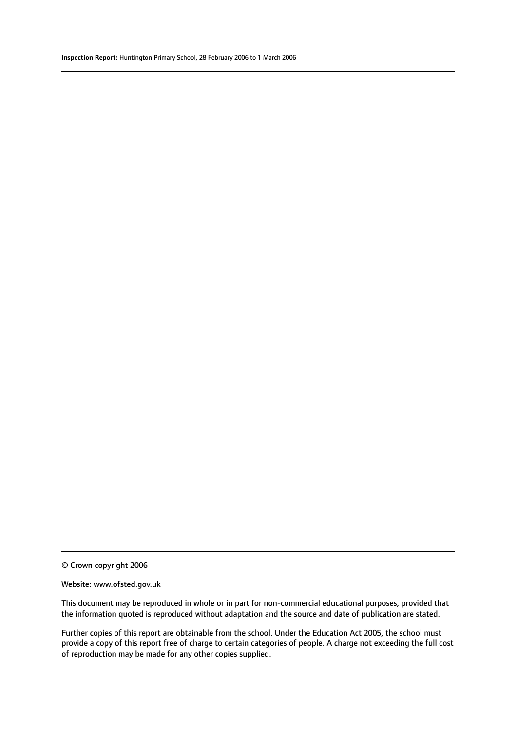© Crown copyright 2006

Website: www.ofsted.gov.uk

This document may be reproduced in whole or in part for non-commercial educational purposes, provided that the information quoted is reproduced without adaptation and the source and date of publication are stated.

Further copies of this report are obtainable from the school. Under the Education Act 2005, the school must provide a copy of this report free of charge to certain categories of people. A charge not exceeding the full cost of reproduction may be made for any other copies supplied.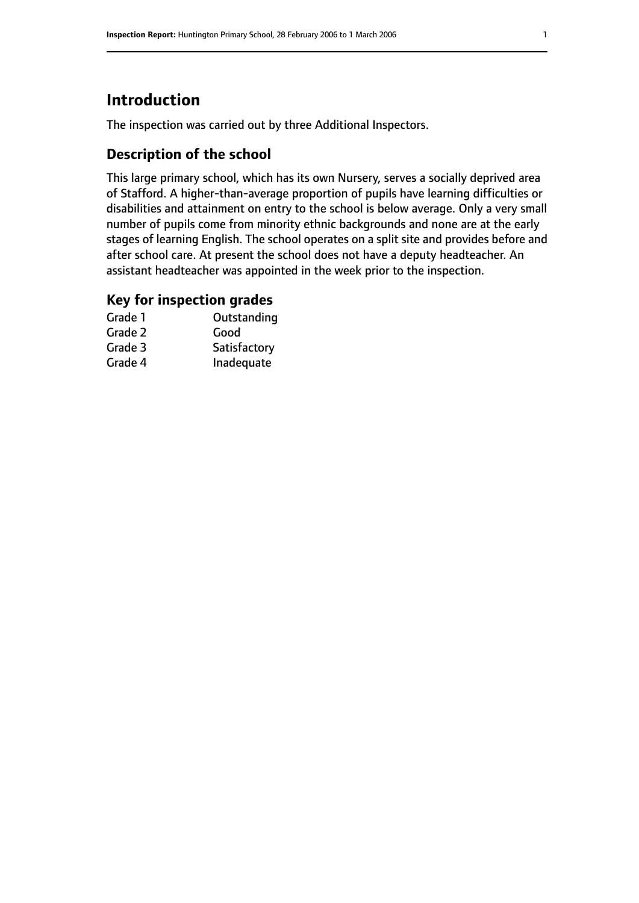# Introduction

The inspection was carried out by three Additional Inspectors.

## Description of the school

This large primary school, which has its own Nursery, serves a socially deprived area of Stafford. A higher-than-average proportion of pupils have learning difficulties or disabilities and attainment on entry to the school is below average. Only a very small number of pupils come from minority ethnic backgrounds and none are at the early stages of learning English. The school operates on a split site and provides before and after school care. At present the school does not have a deputy headteacher. An assistant headteacher was appointed in the week prior to the inspection.

## Key for inspection grades

| | |
|---|---|
| Grade 1 | Outstanding |
| Grade 2 | Good |
| Grade 3 | Satisfactory |
| Grade 4 | Inadequate |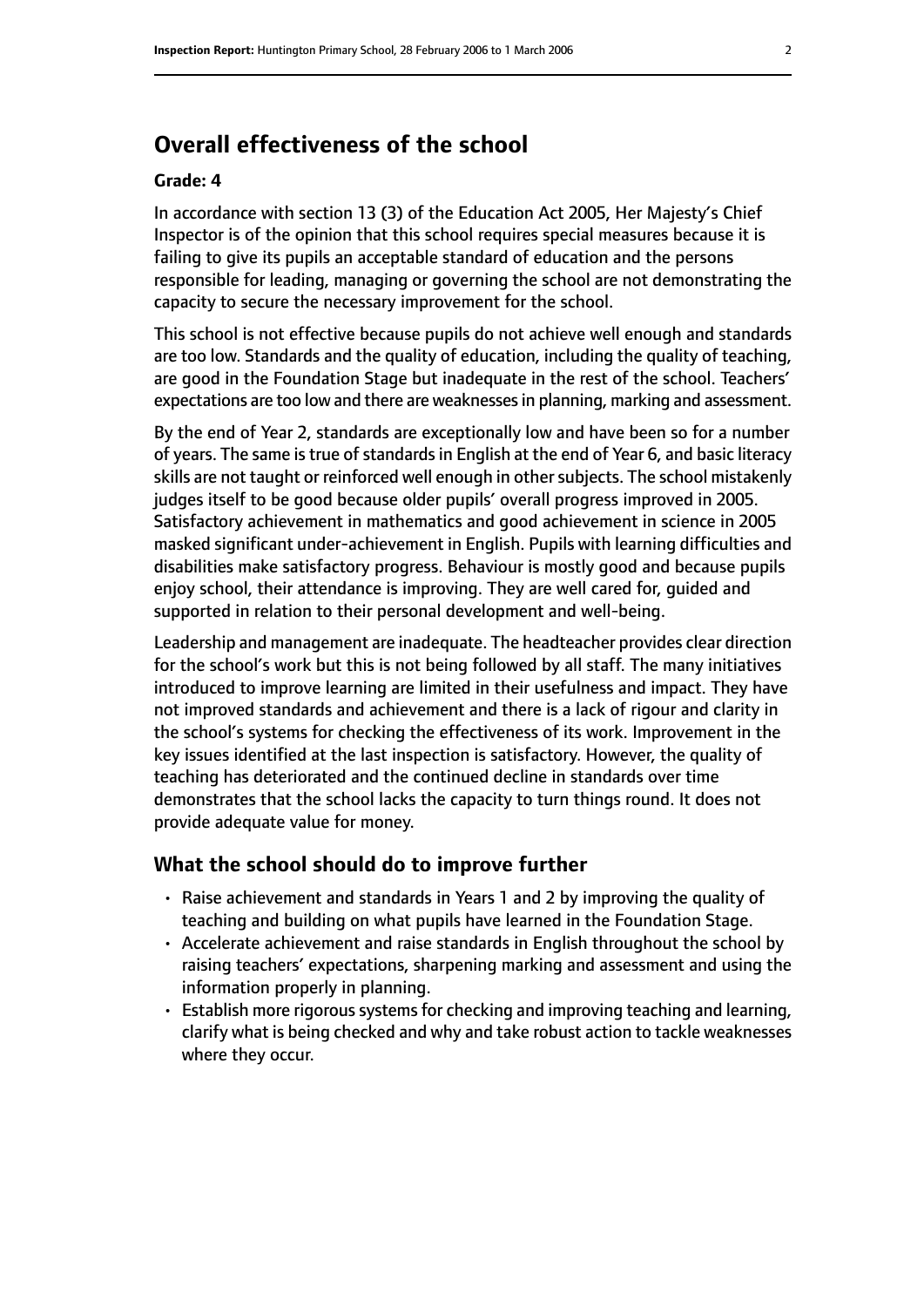## Overall effectiveness of the school

**Grade: 4**

In accordance with section 13 (3) of the Education Act 2005, Her Majesty's Chief Inspector is of the opinion that this school requires special measures because it is failing to give its pupils an acceptable standard of education and the persons responsible for leading, managing or governing the school are not demonstrating the capacity to secure the necessary improvement for the school.

This school is not effective because pupils do not achieve well enough and standards are too low. Standards and the quality of education, including the quality of teaching, are good in the Foundation Stage but inadequate in the rest of the school. Teachers' expectations are too low and there are weaknesses in planning, marking and assessment.

By the end of Year 2, standards are exceptionally low and have been so for a number of years. The same is true of standards in English at the end of Year 6, and basic literacy skills are not taught or reinforced well enough in other subjects. The school mistakenly judges itself to be good because older pupils' overall progress improved in 2005. Satisfactory achievement in mathematics and good achievement in science in 2005 masked significant under-achievement in English. Pupils with learning difficulties and disabilities make satisfactory progress. Behaviour is mostly good and because pupils enjoy school, their attendance is improving. They are well cared for, guided and supported in relation to their personal development and well-being.

Leadership and management are inadequate. The headteacher provides clear direction for the school's work but this is not being followed by all staff. The many initiatives introduced to improve learning are limited in their usefulness and impact. They have not improved standards and achievement and there is a lack of rigour and clarity in the school's systems for checking the effectiveness of its work. Improvement in the key issues identified at the last inspection is satisfactory. However, the quality of teaching has deteriorated and the continued decline in standards over time demonstrates that the school lacks the capacity to turn things round. It does not provide adequate value for money.

### What the school should do to improve further

- Raise achievement and standards in Years 1 and 2 by improving the quality of teaching and building on what pupils have learned in the Foundation Stage.
- Accelerate achievement and raise standards in English throughout the school by raising teachers' expectations, sharpening marking and assessment and using the information properly in planning.
- Establish more rigorous systems for checking and improving teaching and learning, clarify what is being checked and why and take robust action to tackle weaknesses where they occur.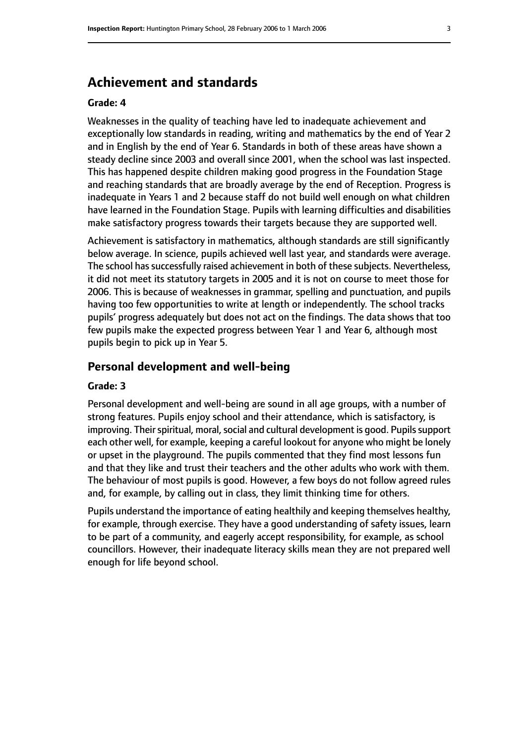## Achievement and standards

**Grade: 4**

Weaknesses in the quality of teaching have led to inadequate achievement and exceptionally low standards in reading, writing and mathematics by the end of Year 2 and in English by the end of Year 6. Standards in both of these areas have shown a steady decline since 2003 and overall since 2001, when the school was last inspected. This has happened despite children making good progress in the Foundation Stage and reaching standards that are broadly average by the end of Reception. Progress is inadequate in Years 1 and 2 because staff do not build well enough on what children have learned in the Foundation Stage. Pupils with learning difficulties and disabilities make satisfactory progress towards their targets because they are supported well.

Achievement is satisfactory in mathematics, although standards are still significantly below average. In science, pupils achieved well last year, and standards were average. The school has successfully raised achievement in both of these subjects. Nevertheless, it did not meet its statutory targets in 2005 and it is not on course to meet those for 2006. This is because of weaknesses in grammar, spelling and punctuation, and pupils having too few opportunities to write at length or independently. The school tracks pupils' progress adequately but does not act on the findings. The data shows that too few pupils make the expected progress between Year 1 and Year 6, although most pupils begin to pick up in Year 5.

### Personal development and well-being

**Grade: 3**

Personal development and well-being are sound in all age groups, with a number of strong features. Pupils enjoy school and their attendance, which is satisfactory, is improving. Their spiritual, moral, social and cultural development is good. Pupils support each other well, for example, keeping a careful lookout for anyone who might be lonely or upset in the playground. The pupils commented that they find most lessons fun and that they like and trust their teachers and the other adults who work with them. The behaviour of most pupils is good. However, a few boys do not follow agreed rules and, for example, by calling out in class, they limit thinking time for others.

Pupils understand the importance of eating healthily and keeping themselves healthy, for example, through exercise. They have a good understanding of safety issues, learn to be part of a community, and eagerly accept responsibility, for example, as school councillors. However, their inadequate literacy skills mean they are not prepared well enough for life beyond school.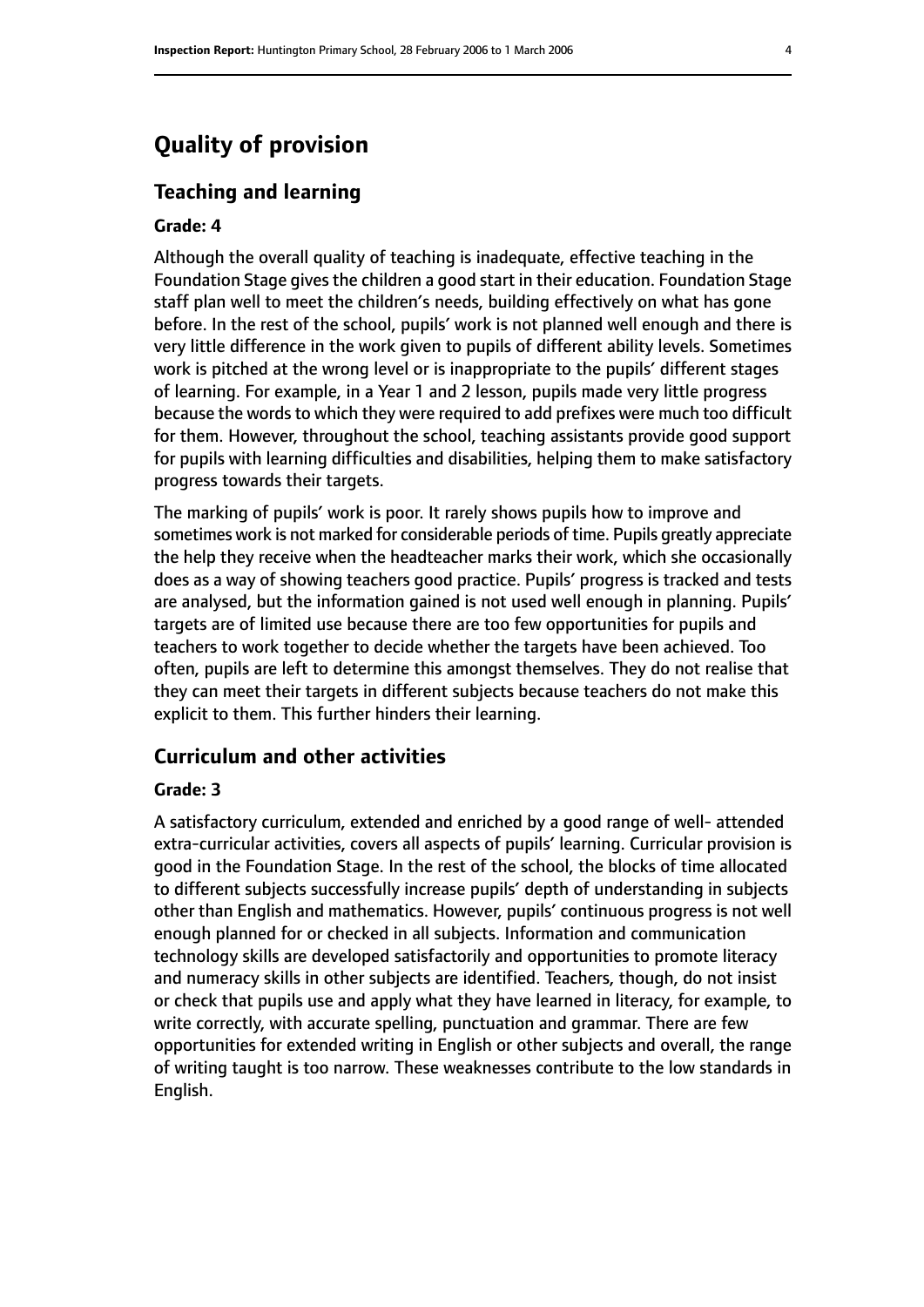# Quality of provision

## Teaching and learning

**Grade: 4**

Although the overall quality of teaching is inadequate, effective teaching in the Foundation Stage gives the children a good start in their education. Foundation Stage staff plan well to meet the children's needs, building effectively on what has gone before. In the rest of the school, pupils' work is not planned well enough and there is very little difference in the work given to pupils of different ability levels. Sometimes work is pitched at the wrong level or is inappropriate to the pupils' different stages of learning. For example, in a Year 1 and 2 lesson, pupils made very little progress because the words to which they were required to add prefixes were much too difficult for them. However, throughout the school, teaching assistants provide good support for pupils with learning difficulties and disabilities, helping them to make satisfactory progress towards their targets.

The marking of pupils' work is poor. It rarely shows pupils how to improve and sometimes work is not marked for considerable periods of time. Pupils greatly appreciate the help they receive when the headteacher marks their work, which she occasionally does as a way of showing teachers good practice. Pupils' progress is tracked and tests are analysed, but the information gained is not used well enough in planning. Pupils' targets are of limited use because there are too few opportunities for pupils and teachers to work together to decide whether the targets have been achieved. Too often, pupils are left to determine this amongst themselves. They do not realise that they can meet their targets in different subjects because teachers do not make this explicit to them. This further hinders their learning.

## Curriculum and other activities

**Grade: 3**

A satisfactory curriculum, extended and enriched by a good range of well- attended extra-curricular activities, covers all aspects of pupils' learning. Curricular provision is good in the Foundation Stage. In the rest of the school, the blocks of time allocated to different subjects successfully increase pupils' depth of understanding in subjects other than English and mathematics. However, pupils' continuous progress is not well enough planned for or checked in all subjects. Information and communication technology skills are developed satisfactorily and opportunities to promote literacy and numeracy skills in other subjects are identified. Teachers, though, do not insist or check that pupils use and apply what they have learned in literacy, for example, to write correctly, with accurate spelling, punctuation and grammar. There are few opportunities for extended writing in English or other subjects and overall, the range of writing taught is too narrow. These weaknesses contribute to the low standards in English.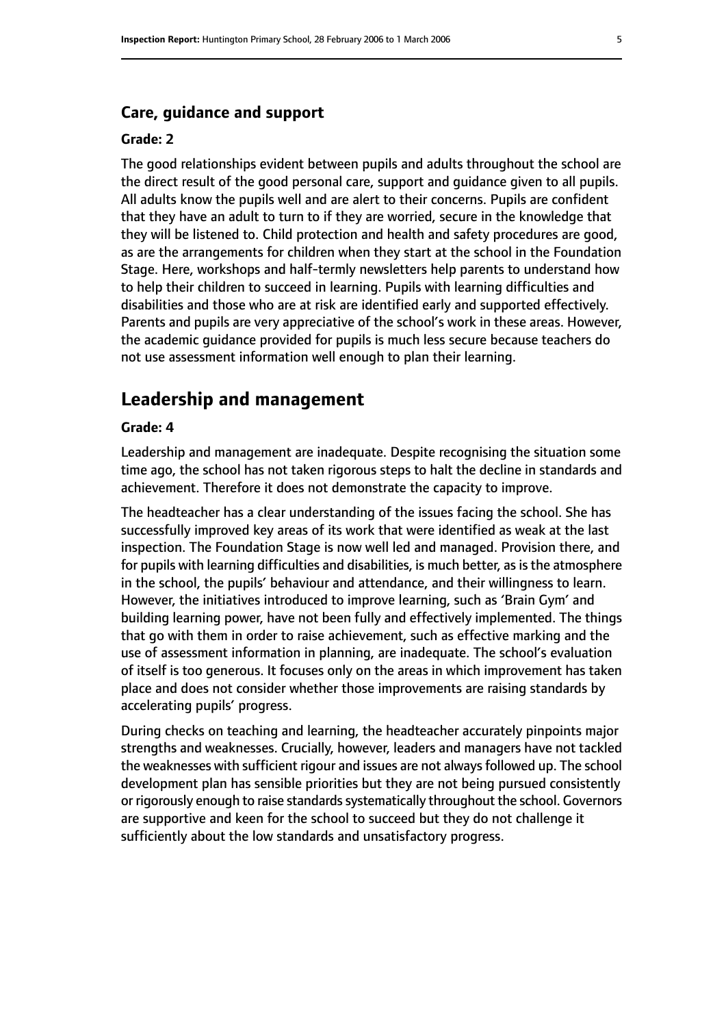### Care, guidance and support

#### Grade: 2

The good relationships evident between pupils and adults throughout the school are the direct result of the good personal care, support and guidance given to all pupils. All adults know the pupils well and are alert to their concerns. Pupils are confident that they have an adult to turn to if they are worried, secure in the knowledge that they will be listened to. Child protection and health and safety procedures are good, as are the arrangements for children when they start at the school in the Foundation Stage. Here, workshops and half-termly newsletters help parents to understand how to help their children to succeed in learning. Pupils with learning difficulties and disabilities and those who are at risk are identified early and supported effectively. Parents and pupils are very appreciative of the school's work in these areas. However, the academic guidance provided for pupils is much less secure because teachers do not use assessment information well enough to plan their learning.

## Leadership and management

#### Grade: 4

Leadership and management are inadequate. Despite recognising the situation some time ago, the school has not taken rigorous steps to halt the decline in standards and achievement. Therefore it does not demonstrate the capacity to improve.

The headteacher has a clear understanding of the issues facing the school. She has successfully improved key areas of its work that were identified as weak at the last inspection. The Foundation Stage is now well led and managed. Provision there, and for pupils with learning difficulties and disabilities, is much better, as is the atmosphere in the school, the pupils' behaviour and attendance, and their willingness to learn. However, the initiatives introduced to improve learning, such as 'Brain Gym' and building learning power, have not been fully and effectively implemented. The things that go with them in order to raise achievement, such as effective marking and the use of assessment information in planning, are inadequate. The school's evaluation of itself is too generous. It focuses only on the areas in which improvement has taken place and does not consider whether those improvements are raising standards by accelerating pupils' progress.

During checks on teaching and learning, the headteacher accurately pinpoints major strengths and weaknesses. Crucially, however, leaders and managers have not tackled the weaknesses with sufficient rigour and issues are not always followed up. The school development plan has sensible priorities but they are not being pursued consistently or rigorously enough to raise standards systematically throughout the school. Governors are supportive and keen for the school to succeed but they do not challenge it sufficiently about the low standards and unsatisfactory progress.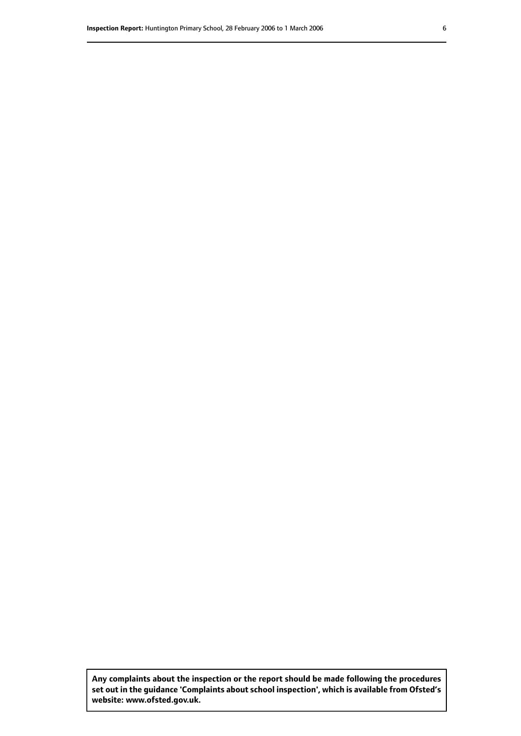**Any complaints about the inspection or the report should be made following the procedures set out in the guidance 'Complaints about school inspection', which is available from Ofsted's website: www.ofsted.gov.uk.**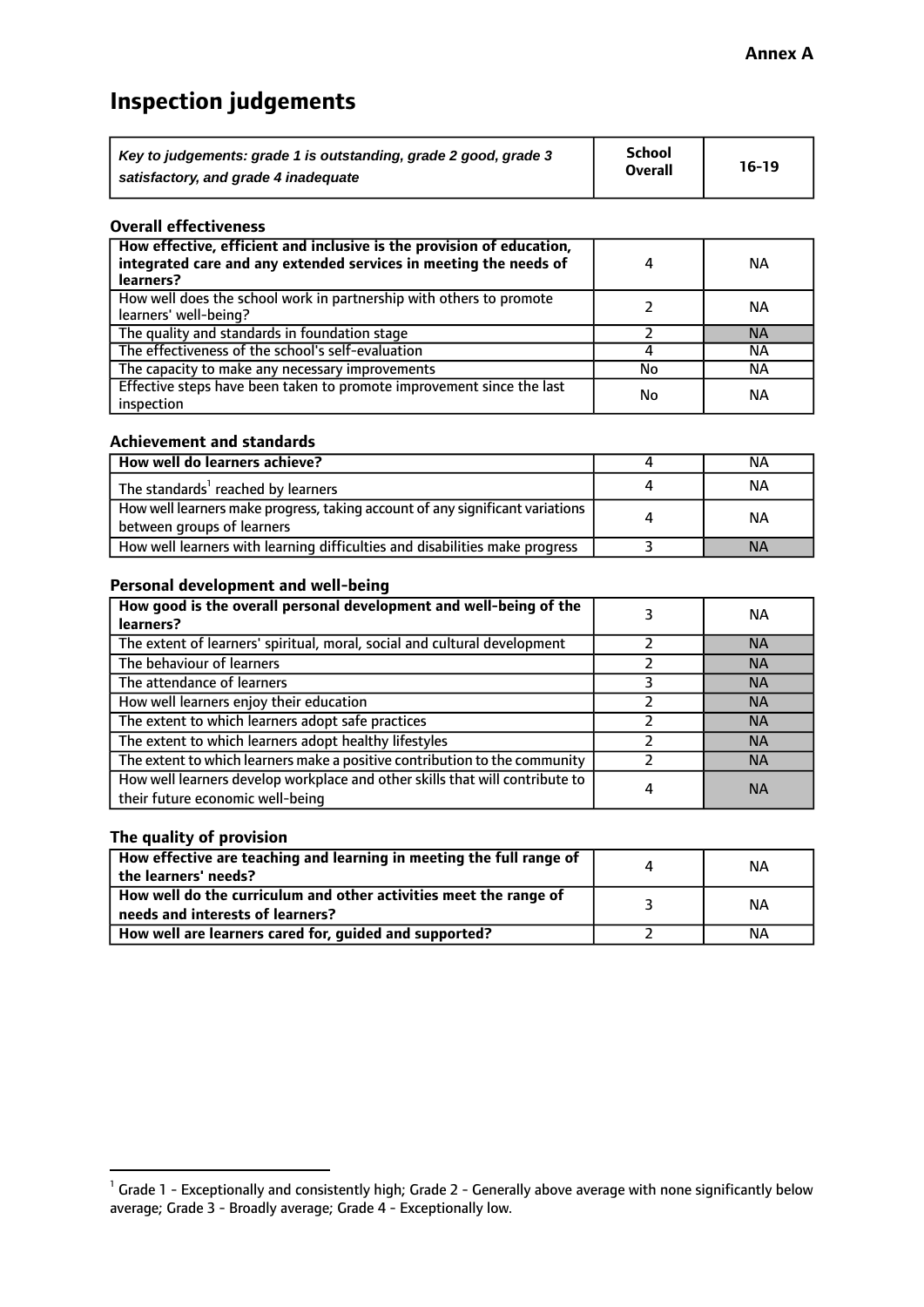**Annex A**

# Inspection judgements

| *Key to judgements: grade 1 is outstanding, grade 2 good, grade 3 satisfactory, and grade 4 inadequate* | School Overall | 16-19 |
|---|---|---|

### Overall effectiveness

| | | |
|---|---|---|
| **How effective, efficient and inclusive is the provision of education, integrated care and any extended services in meeting the needs of learners?** | 4 | NA |
| How well does the school work in partnership with others to promote learners' well-being? | 2 | NA |
| The quality and standards in foundation stage | 2 | NA |
| The effectiveness of the school's self-evaluation | 4 | NA |
| The capacity to make any necessary improvements | No | NA |
| Effective steps have been taken to promote improvement since the last inspection | No | NA |

### Achievement and standards

| | | |
|---|---|---|
| **How well do learners achieve?** | 4 | NA |
| The standards[1] reached by learners | 4 | NA |
| How well learners make progress, taking account of any significant variations between groups of learners | 4 | NA |
| How well learners with learning difficulties and disabilities make progress | 3 | NA |

### Personal development and well-being

| | | |
|---|---|---|
| **How good is the overall personal development and well-being of the learners?** | 3 | NA |
| The extent of learners' spiritual, moral, social and cultural development | 2 | NA |
| The behaviour of learners | 2 | NA |
| The attendance of learners | 3 | NA |
| How well learners enjoy their education | 2 | NA |
| The extent to which learners adopt safe practices | 2 | NA |
| The extent to which learners adopt healthy lifestyles | 2 | NA |
| The extent to which learners make a positive contribution to the community | 2 | NA |
| How well learners develop workplace and other skills that will contribute to their future economic well-being | 4 | NA |

### The quality of provision

| | | |
|---|---|---|
| **How effective are teaching and learning in meeting the full range of the learners' needs?** | 4 | NA |
| **How well do the curriculum and other activities meet the range of needs and interests of learners?** | 3 | NA |
| **How well are learners cared for, guided and supported?** | 2 | NA |

[1] Grade 1 - Exceptionally and consistently high; Grade 2 - Generally above average with none significantly below average; Grade 3 - Broadly average; Grade 4 - Exceptionally low.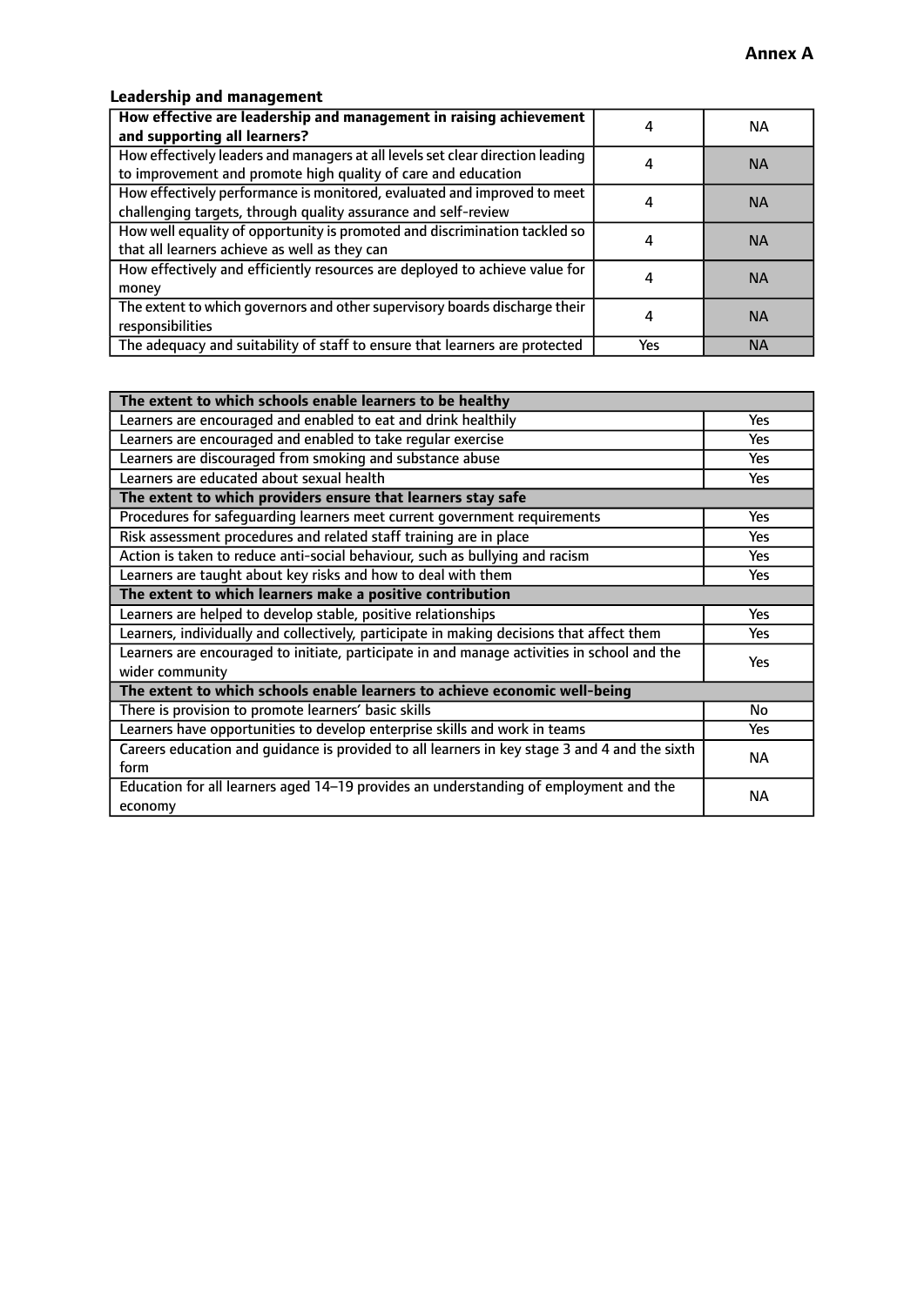**Annex A**

### Leadership and management

| | | |
|---|---|---|
| **How effective are leadership and management in raising achievement and supporting all learners?** | 4 | NA |
| How effectively leaders and managers at all levels set clear direction leading to improvement and promote high quality of care and education | 4 | NA |
| How effectively performance is monitored, evaluated and improved to meet challenging targets, through quality assurance and self-review | 4 | NA |
| How well equality of opportunity is promoted and discrimination tackled so that all learners achieve as well as they can | 4 | NA |
| How effectively and efficiently resources are deployed to achieve value for money | 4 | NA |
| The extent to which governors and other supervisory boards discharge their responsibilities | 4 | NA |
| The adequacy and suitability of staff to ensure that learners are protected | Yes | NA |

| | |
|---|---|
| **The extent to which schools enable learners to be healthy** | |
| Learners are encouraged and enabled to eat and drink healthily | Yes |
| Learners are encouraged and enabled to take regular exercise | Yes |
| Learners are discouraged from smoking and substance abuse | Yes |
| Learners are educated about sexual health | Yes |
| **The extent to which providers ensure that learners stay safe** | |
| Procedures for safeguarding learners meet current government requirements | Yes |
| Risk assessment procedures and related staff training are in place | Yes |
| Action is taken to reduce anti-social behaviour, such as bullying and racism | Yes |
| Learners are taught about key risks and how to deal with them | Yes |
| **The extent to which learners make a positive contribution** | |
| Learners are helped to develop stable, positive relationships | Yes |
| Learners, individually and collectively, participate in making decisions that affect them | Yes |
| Learners are encouraged to initiate, participate in and manage activities in school and the wider community | Yes |
| **The extent to which schools enable learners to achieve economic well-being** | |
| There is provision to promote learners' basic skills | No |
| Learners have opportunities to develop enterprise skills and work in teams | Yes |
| Careers education and guidance is provided to all learners in key stage 3 and 4 and the sixth form | NA |
| Education for all learners aged 14–19 provides an understanding of employment and the economy | NA |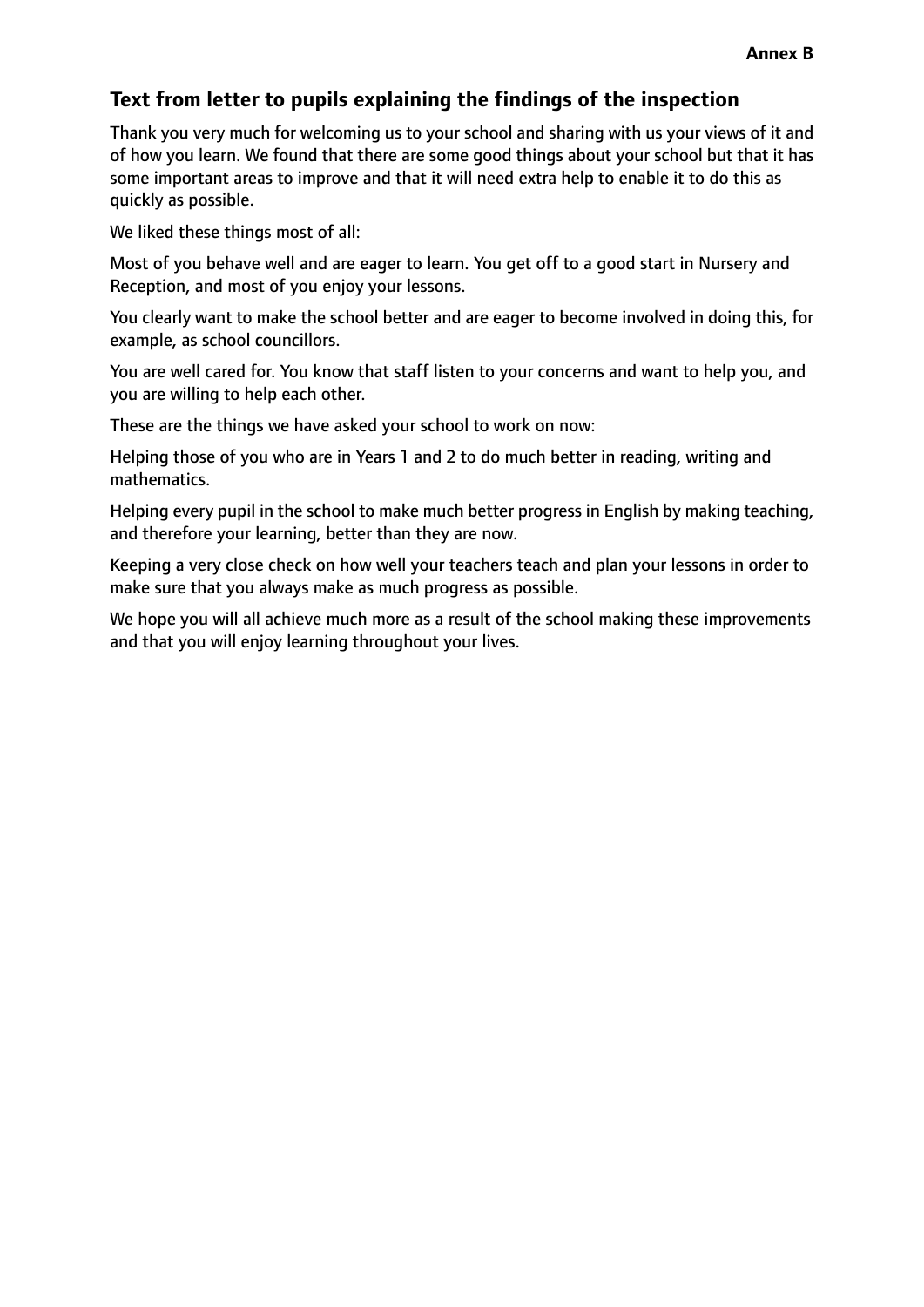**Annex B**

## Text from letter to pupils explaining the findings of the inspection

Thank you very much for welcoming us to your school and sharing with us your views of it and of how you learn. We found that there are some good things about your school but that it has some important areas to improve and that it will need extra help to enable it to do this as quickly as possible.

We liked these things most of all:

Most of you behave well and are eager to learn. You get off to a good start in Nursery and Reception, and most of you enjoy your lessons.

You clearly want to make the school better and are eager to become involved in doing this, for example, as school councillors.

You are well cared for. You know that staff listen to your concerns and want to help you, and you are willing to help each other.

These are the things we have asked your school to work on now:

Helping those of you who are in Years 1 and 2 to do much better in reading, writing and mathematics.

Helping every pupil in the school to make much better progress in English by making teaching, and therefore your learning, better than they are now.

Keeping a very close check on how well your teachers teach and plan your lessons in order to make sure that you always make as much progress as possible.

We hope you will all achieve much more as a result of the school making these improvements and that you will enjoy learning throughout your lives.